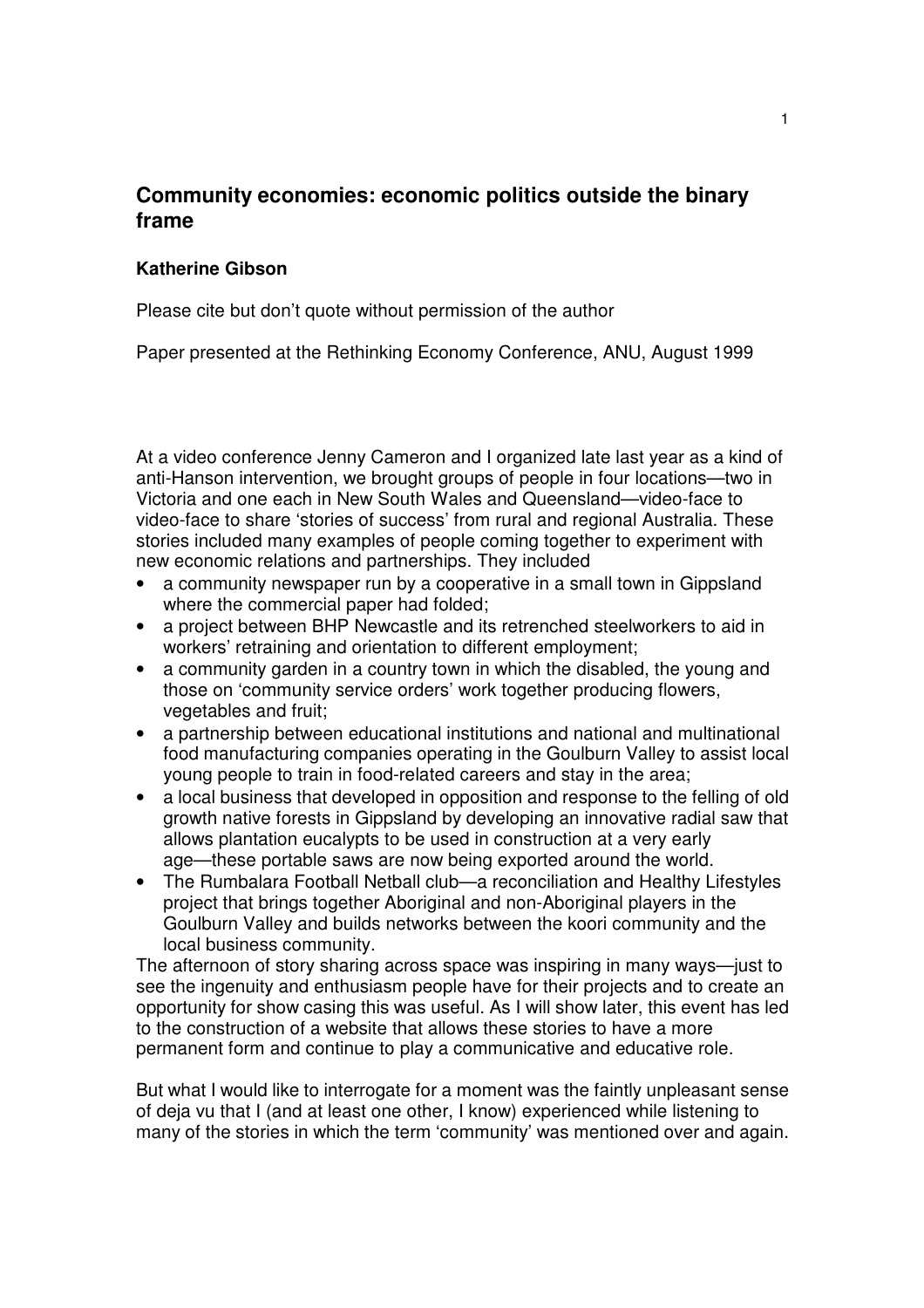# Community economies: economic politics outside the binary frame

**Katherine Gibson**

Please cite but don't quote without permission of the author

Paper presented at the Rethinking Economy Conference, ANU, August 1999

At a video conference Jenny Cameron and I organized late last year as a kind of anti-Hanson intervention, we brought groups of people in four locations—two in Victoria and one each in New South Wales and Queensland—video-face to video-face to share 'stories of success' from rural and regional Australia. These stories included many examples of people coming together to experiment with new economic relations and partnerships. They included

- a community newspaper run by a cooperative in a small town in Gippsland where the commercial paper had folded;
- a project between BHP Newcastle and its retrenched steelworkers to aid in workers' retraining and orientation to different employment;
- a community garden in a country town in which the disabled, the young and those on 'community service orders' work together producing flowers, vegetables and fruit;
- a partnership between educational institutions and national and multinational food manufacturing companies operating in the Goulburn Valley to assist local young people to train in food-related careers and stay in the area;
- a local business that developed in opposition and response to the felling of old growth native forests in Gippsland by developing an innovative radial saw that allows plantation eucalypts to be used in construction at a very early age—these portable saws are now being exported around the world.
- The Rumbalara Football Netball club—a reconciliation and Healthy Lifestyles project that brings together Aboriginal and non-Aboriginal players in the Goulburn Valley and builds networks between the koori community and the local business community.

The afternoon of story sharing across space was inspiring in many ways—just to see the ingenuity and enthusiasm people have for their projects and to create an opportunity for show casing this was useful. As I will show later, this event has led to the construction of a website that allows these stories to have a more permanent form and continue to play a communicative and educative role.

But what I would like to interrogate for a moment was the faintly unpleasant sense of deja vu that I (and at least one other, I know) experienced while listening to many of the stories in which the term 'community' was mentioned over and again.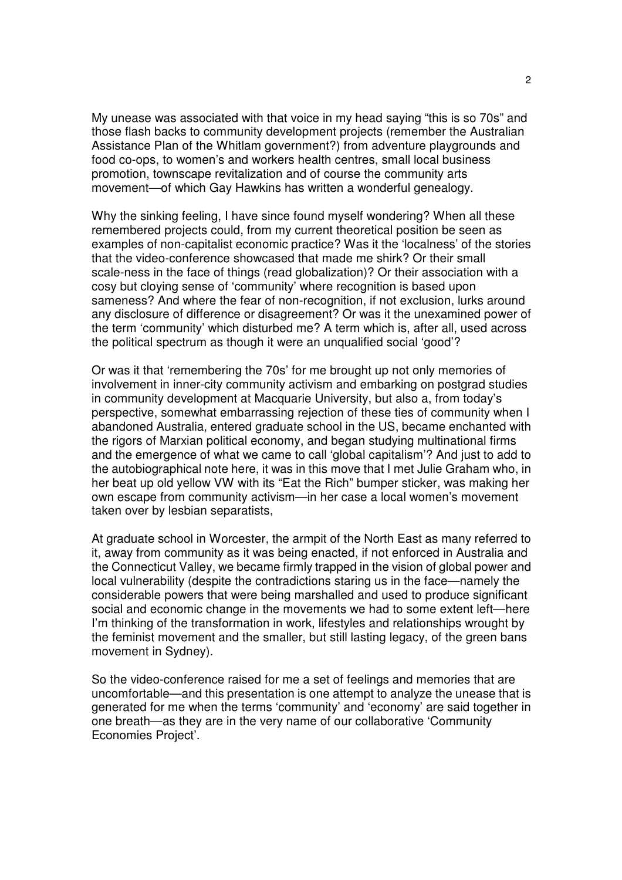My unease was associated with that voice in my head saying "this is so 70s" and those flash backs to community development projects (remember the Australian Assistance Plan of the Whitlam government?) from adventure playgrounds and food co-ops, to women's and workers health centres, small local business promotion, townscape revitalization and of course the community arts movement—of which Gay Hawkins has written a wonderful genealogy.

Why the sinking feeling, I have since found myself wondering? When all these remembered projects could, from my current theoretical position be seen as examples of non-capitalist economic practice? Was it the 'localness' of the stories that the video-conference showcased that made me shirk? Or their small scale-ness in the face of things (read globalization)? Or their association with a cosy but cloying sense of 'community' where recognition is based upon sameness? And where the fear of non-recognition, if not exclusion, lurks around any disclosure of difference or disagreement? Or was it the unexamined power of the term 'community' which disturbed me? A term which is, after all, used across the political spectrum as though it were an unqualified social 'good'?

Or was it that 'remembering the 70s' for me brought up not only memories of involvement in inner-city community activism and embarking on postgrad studies in community development at Macquarie University, but also a, from today's perspective, somewhat embarrassing rejection of these ties of community when I abandoned Australia, entered graduate school in the US, became enchanted with the rigors of Marxian political economy, and began studying multinational firms and the emergence of what we came to call 'global capitalism'? And just to add to the autobiographical note here, it was in this move that I met Julie Graham who, in her beat up old yellow VW with its "Eat the Rich" bumper sticker, was making her own escape from community activism—in her case a local women's movement taken over by lesbian separatists,

At graduate school in Worcester, the armpit of the North East as many referred to it, away from community as it was being enacted, if not enforced in Australia and the Connecticut Valley, we became firmly trapped in the vision of global power and local vulnerability (despite the contradictions staring us in the face—namely the considerable powers that were being marshalled and used to produce significant social and economic change in the movements we had to some extent left—here I'm thinking of the transformation in work, lifestyles and relationships wrought by the feminist movement and the smaller, but still lasting legacy, of the green bans movement in Sydney).

So the video-conference raised for me a set of feelings and memories that are uncomfortable—and this presentation is one attempt to analyze the unease that is generated for me when the terms 'community' and 'economy' are said together in one breath—as they are in the very name of our collaborative 'Community Economies Project'.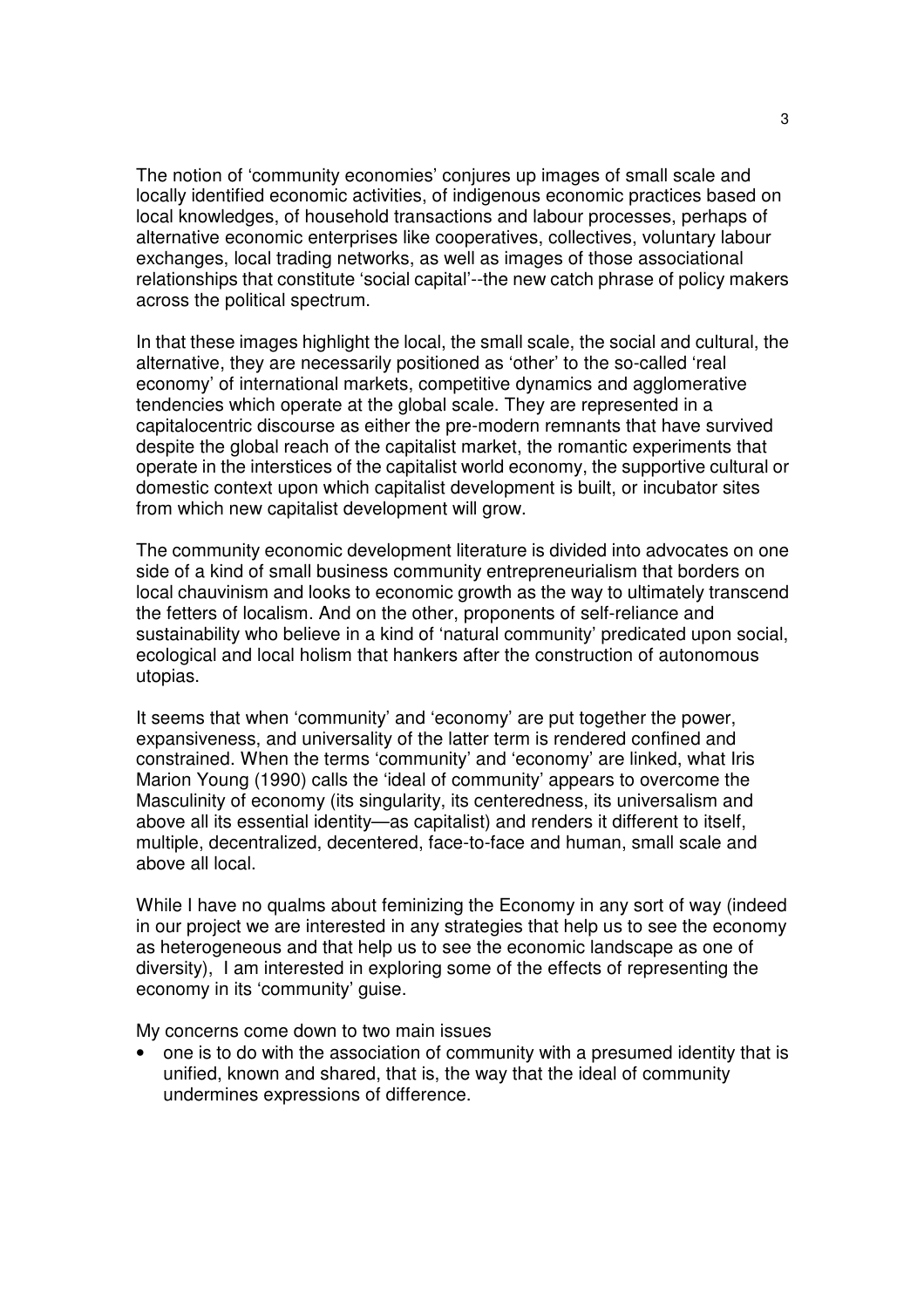The notion of 'community economies' conjures up images of small scale and locally identified economic activities, of indigenous economic practices based on local knowledges, of household transactions and labour processes, perhaps of alternative economic enterprises like cooperatives, collectives, voluntary labour exchanges, local trading networks, as well as images of those associational relationships that constitute 'social capital'--the new catch phrase of policy makers across the political spectrum.

In that these images highlight the local, the small scale, the social and cultural, the alternative, they are necessarily positioned as 'other' to the so-called 'real economy' of international markets, competitive dynamics and agglomerative tendencies which operate at the global scale. They are represented in a capitalocentric discourse as either the pre-modern remnants that have survived despite the global reach of the capitalist market, the romantic experiments that operate in the interstices of the capitalist world economy, the supportive cultural or domestic context upon which capitalist development is built, or incubator sites from which new capitalist development will grow.

The community economic development literature is divided into advocates on one side of a kind of small business community entrepreneurialism that borders on local chauvinism and looks to economic growth as the way to ultimately transcend the fetters of localism. And on the other, proponents of self-reliance and sustainability who believe in a kind of 'natural community' predicated upon social, ecological and local holism that hankers after the construction of autonomous utopias.

It seems that when 'community' and 'economy' are put together the power, expansiveness, and universality of the latter term is rendered confined and constrained. When the terms 'community' and 'economy' are linked, what Iris Marion Young (1990) calls the 'ideal of community' appears to overcome the Masculinity of economy (its singularity, its centeredness, its universalism and above all its essential identity—as capitalist) and renders it different to itself, multiple, decentralized, decentered, face-to-face and human, small scale and above all local.

While I have no qualms about feminizing the Economy in any sort of way (indeed in our project we are interested in any strategies that help us to see the economy as heterogeneous and that help us to see the economic landscape as one of diversity), I am interested in exploring some of the effects of representing the economy in its 'community' guise.

My concerns come down to two main issues

- one is to do with the association of community with a presumed identity that is unified, known and shared, that is, the way that the ideal of community undermines expressions of difference.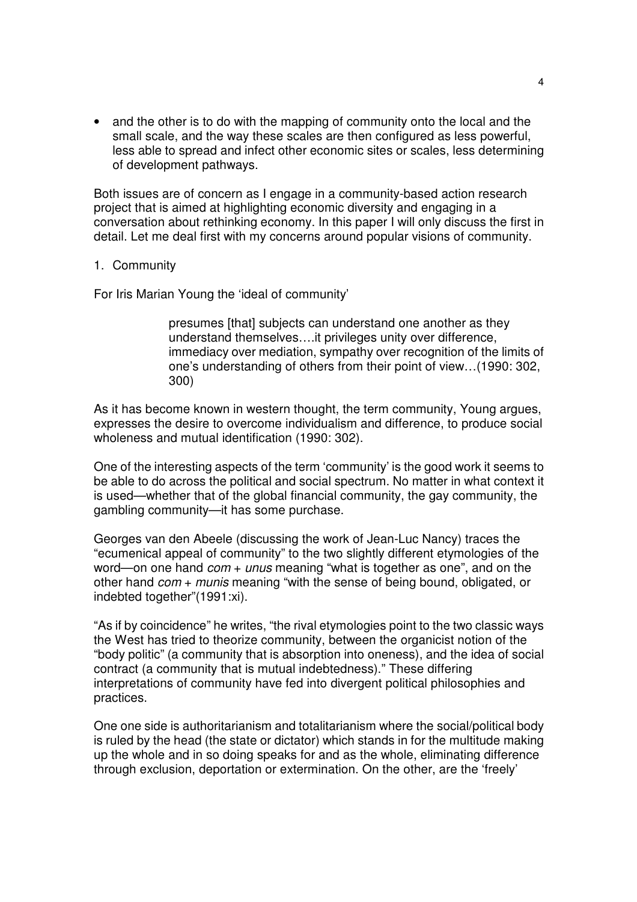- and the other is to do with the mapping of community onto the local and the small scale, and the way these scales are then configured as less powerful, less able to spread and infect other economic sites or scales, less determining of development pathways.

Both issues are of concern as I engage in a community-based action research project that is aimed at highlighting economic diversity and engaging in a conversation about rethinking economy. In this paper I will only discuss the first in detail. Let me deal first with my concerns around popular visions of community.

## 1. Community

For Iris Marian Young the 'ideal of community'

> presumes [that] subjects can understand one another as they understand themselves….it privileges unity over difference, immediacy over mediation, sympathy over recognition of the limits of one's understanding of others from their point of view…(1990: 302, 300)

As it has become known in western thought, the term community, Young argues, expresses the desire to overcome individualism and difference, to produce social wholeness and mutual identification (1990: 302).

One of the interesting aspects of the term 'community' is the good work it seems to be able to do across the political and social spectrum. No matter in what context it is used—whether that of the global financial community, the gay community, the gambling community—it has some purchase.

Georges van den Abeele (discussing the work of Jean-Luc Nancy) traces the "ecumenical appeal of community" to the two slightly different etymologies of the word—on one hand *com* + *unus* meaning "what is together as one", and on the other hand *com* + *munis* meaning "with the sense of being bound, obligated, or indebted together"(1991:xi).

"As if by coincidence" he writes, "the rival etymologies point to the two classic ways the West has tried to theorize community, between the organicist notion of the "body politic" (a community that is absorption into oneness), and the idea of social contract (a community that is mutual indebtedness)." These differing interpretations of community have fed into divergent political philosophies and practices.

One one side is authoritarianism and totalitarianism where the social/political body is ruled by the head (the state or dictator) which stands in for the multitude making up the whole and in so doing speaks for and as the whole, eliminating difference through exclusion, deportation or extermination. On the other, are the 'freely'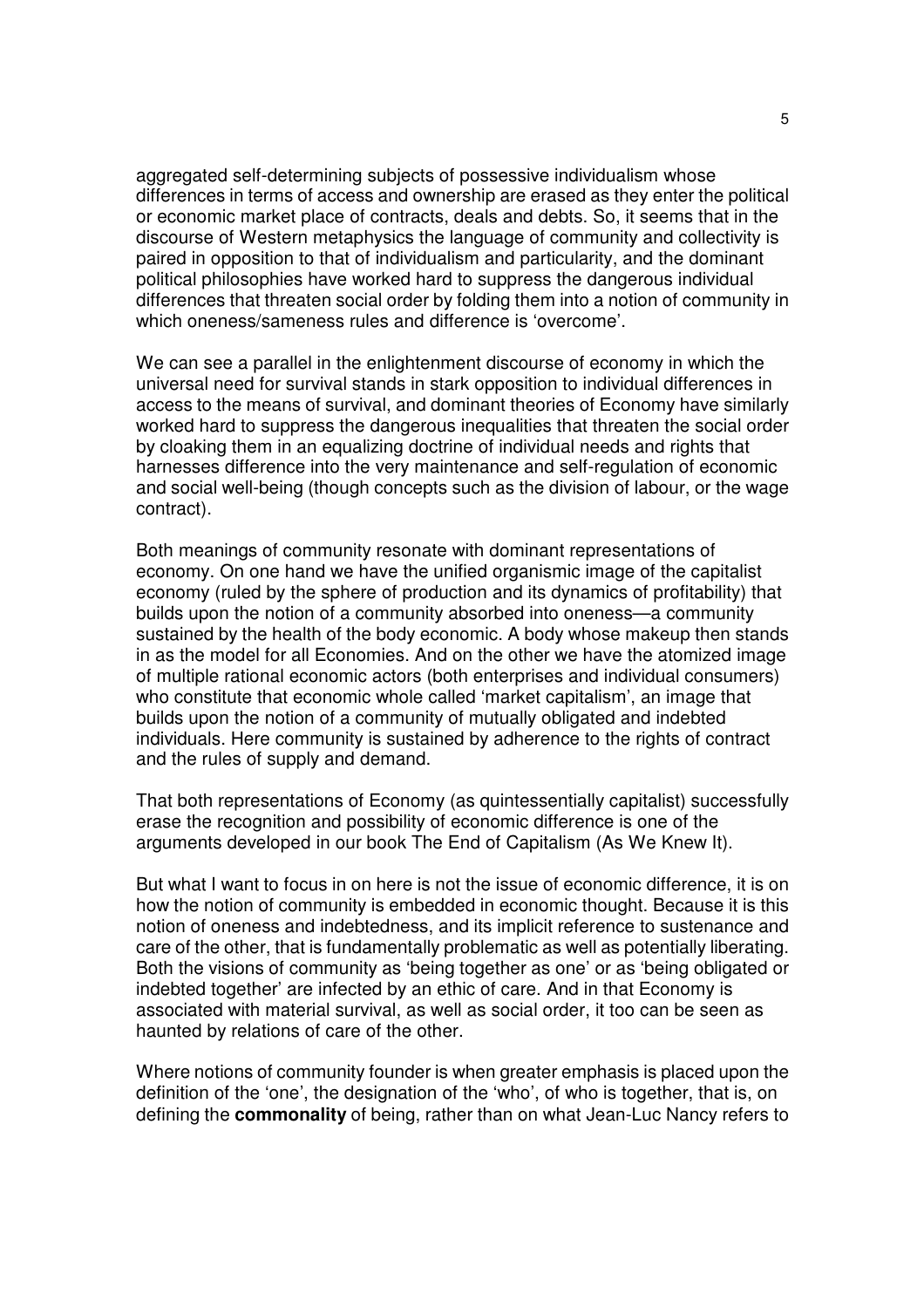aggregated self-determining subjects of possessive individualism whose differences in terms of access and ownership are erased as they enter the political or economic market place of contracts, deals and debts. So, it seems that in the discourse of Western metaphysics the language of community and collectivity is paired in opposition to that of individualism and particularity, and the dominant political philosophies have worked hard to suppress the dangerous individual differences that threaten social order by folding them into a notion of community in which oneness/sameness rules and difference is 'overcome'.

We can see a parallel in the enlightenment discourse of economy in which the universal need for survival stands in stark opposition to individual differences in access to the means of survival, and dominant theories of Economy have similarly worked hard to suppress the dangerous inequalities that threaten the social order by cloaking them in an equalizing doctrine of individual needs and rights that harnesses difference into the very maintenance and self-regulation of economic and social well-being (though concepts such as the division of labour, or the wage contract).

Both meanings of community resonate with dominant representations of economy. On one hand we have the unified organismic image of the capitalist economy (ruled by the sphere of production and its dynamics of profitability) that builds upon the notion of a community absorbed into oneness—a community sustained by the health of the body economic. A body whose makeup then stands in as the model for all Economies. And on the other we have the atomized image of multiple rational economic actors (both enterprises and individual consumers) who constitute that economic whole called 'market capitalism', an image that builds upon the notion of a community of mutually obligated and indebted individuals. Here community is sustained by adherence to the rights of contract and the rules of supply and demand.

That both representations of Economy (as quintessentially capitalist) successfully erase the recognition and possibility of economic difference is one of the arguments developed in our book The End of Capitalism (As We Knew It).

But what I want to focus in on here is not the issue of economic difference, it is on how the notion of community is embedded in economic thought. Because it is this notion of oneness and indebtedness, and its implicit reference to sustenance and care of the other, that is fundamentally problematic as well as potentially liberating. Both the visions of community as 'being together as one' or as 'being obligated or indebted together' are infected by an ethic of care. And in that Economy is associated with material survival, as well as social order, it too can be seen as haunted by relations of care of the other.

Where notions of community founder is when greater emphasis is placed upon the definition of the 'one', the designation of the 'who', of who is together, that is, on defining the **commonality** of being, rather than on what Jean-Luc Nancy refers to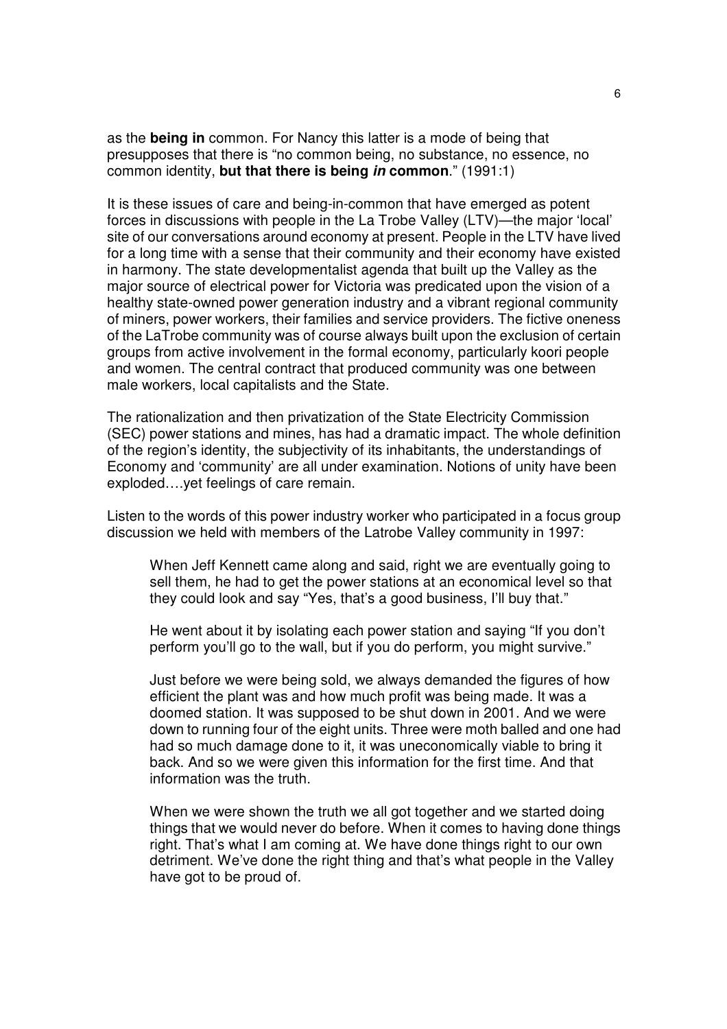as the **being in** common. For Nancy this latter is a mode of being that presupposes that there is "no common being, no substance, no essence, no common identity, **but that there is being *in* common**." (1991:1)

It is these issues of care and being-in-common that have emerged as potent forces in discussions with people in the La Trobe Valley (LTV)—the major 'local' site of our conversations around economy at present. People in the LTV have lived for a long time with a sense that their community and their economy have existed in harmony. The state developmentalist agenda that built up the Valley as the major source of electrical power for Victoria was predicated upon the vision of a healthy state-owned power generation industry and a vibrant regional community of miners, power workers, their families and service providers. The fictive oneness of the LaTrobe community was of course always built upon the exclusion of certain groups from active involvement in the formal economy, particularly koori people and women. The central contract that produced community was one between male workers, local capitalists and the State.

The rationalization and then privatization of the State Electricity Commission (SEC) power stations and mines, has had a dramatic impact. The whole definition of the region's identity, the subjectivity of its inhabitants, the understandings of Economy and 'community' are all under examination. Notions of unity have been exploded….yet feelings of care remain.

Listen to the words of this power industry worker who participated in a focus group discussion we held with members of the Latrobe Valley community in 1997:

> When Jeff Kennett came along and said, right we are eventually going to sell them, he had to get the power stations at an economical level so that they could look and say "Yes, that's a good business, I'll buy that."
>
> He went about it by isolating each power station and saying "If you don't perform you'll go to the wall, but if you do perform, you might survive."
>
> Just before we were being sold, we always demanded the figures of how efficient the plant was and how much profit was being made. It was a doomed station. It was supposed to be shut down in 2001. And we were down to running four of the eight units. Three were moth balled and one had had so much damage done to it, it was uneconomically viable to bring it back. And so we were given this information for the first time. And that information was the truth.
>
> When we were shown the truth we all got together and we started doing things that we would never do before. When it comes to having done things right. That's what I am coming at. We have done things right to our own detriment. We've done the right thing and that's what people in the Valley have got to be proud of.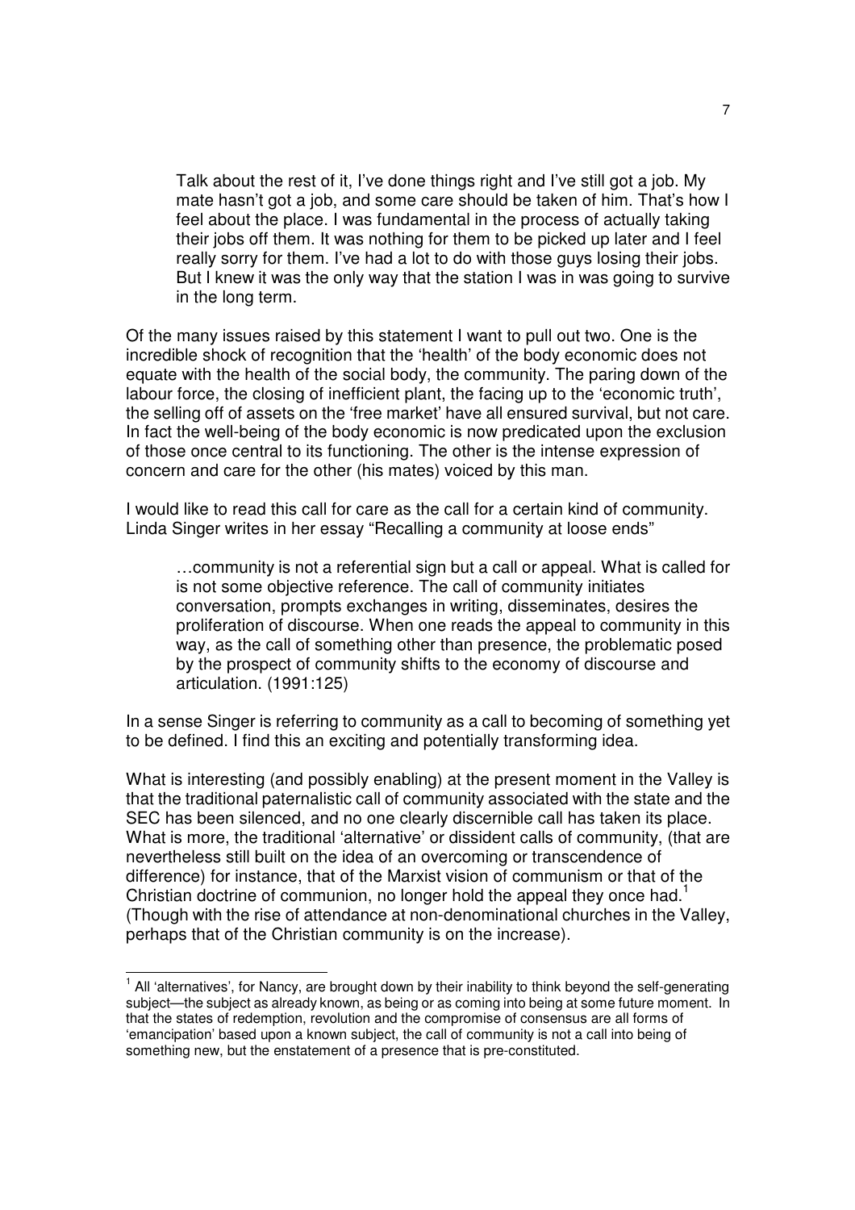> Talk about the rest of it, I've done things right and I've still got a job. My mate hasn't got a job, and some care should be taken of him. That's how I feel about the place. I was fundamental in the process of actually taking their jobs off them. It was nothing for them to be picked up later and I feel really sorry for them. I've had a lot to do with those guys losing their jobs. But I knew it was the only way that the station I was in was going to survive in the long term.

Of the many issues raised by this statement I want to pull out two. One is the incredible shock of recognition that the 'health' of the body economic does not equate with the health of the social body, the community. The paring down of the labour force, the closing of inefficient plant, the facing up to the 'economic truth', the selling off of assets on the 'free market' have all ensured survival, but not care. In fact the well-being of the body economic is now predicated upon the exclusion of those once central to its functioning. The other is the intense expression of concern and care for the other (his mates) voiced by this man.

I would like to read this call for care as the call for a certain kind of community. Linda Singer writes in her essay "Recalling a community at loose ends"

> …community is not a referential sign but a call or appeal. What is called for is not some objective reference. The call of community initiates conversation, prompts exchanges in writing, disseminates, desires the proliferation of discourse. When one reads the appeal to community in this way, as the call of something other than presence, the problematic posed by the prospect of community shifts to the economy of discourse and articulation. (1991:125)

In a sense Singer is referring to community as a call to becoming of something yet to be defined. I find this an exciting and potentially transforming idea.

What is interesting (and possibly enabling) at the present moment in the Valley is that the traditional paternalistic call of community associated with the state and the SEC has been silenced, and no one clearly discernible call has taken its place. What is more, the traditional 'alternative' or dissident calls of community, (that are nevertheless still built on the idea of an overcoming or transcendence of difference) for instance, that of the Marxist vision of communism or that of the Christian doctrine of communion, no longer hold the appeal they once had.[1] (Though with the rise of attendance at non-denominational churches in the Valley, perhaps that of the Christian community is on the increase).

---

[1] All 'alternatives', for Nancy, are brought down by their inability to think beyond the self-generating subject—the subject as already known, as being or as coming into being at some future moment. In that the states of redemption, revolution and the compromise of consensus are all forms of 'emancipation' based upon a known subject, the call of community is not a call into being of something new, but the enstatement of a presence that is pre-constituted.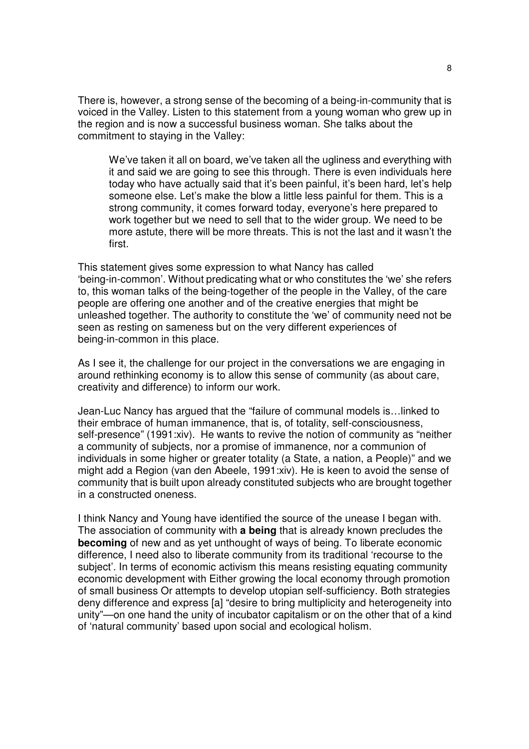There is, however, a strong sense of the becoming of a being-in-community that is voiced in the Valley. Listen to this statement from a young woman who grew up in the region and is now a successful business woman. She talks about the commitment to staying in the Valley:

> We've taken it all on board, we've taken all the ugliness and everything with it and said we are going to see this through. There is even individuals here today who have actually said that it's been painful, it's been hard, let's help someone else. Let's make the blow a little less painful for them. This is a strong community, it comes forward today, everyone's here prepared to work together but we need to sell that to the wider group. We need to be more astute, there will be more threats. This is not the last and it wasn't the first.

This statement gives some expression to what Nancy has called 'being-in-common'. Without predicating what or who constitutes the 'we' she refers to, this woman talks of the being-together of the people in the Valley, of the care people are offering one another and of the creative energies that might be unleashed together. The authority to constitute the 'we' of community need not be seen as resting on sameness but on the very different experiences of being-in-common in this place.

As I see it, the challenge for our project in the conversations we are engaging in around rethinking economy is to allow this sense of community (as about care, creativity and difference) to inform our work.

Jean-Luc Nancy has argued that the "failure of communal models is…linked to their embrace of human immanence, that is, of totality, self-consciousness, self-presence" (1991:xiv). He wants to revive the notion of community as "neither a community of subjects, nor a promise of immanence, nor a communion of individuals in some higher or greater totality (a State, a nation, a People)" and we might add a Region (van den Abeele, 1991:xiv). He is keen to avoid the sense of community that is built upon already constituted subjects who are brought together in a constructed oneness.

I think Nancy and Young have identified the source of the unease I began with. The association of community with **a being** that is already known precludes the **becoming** of new and as yet unthought of ways of being. To liberate economic difference, I need also to liberate community from its traditional 'recourse to the subject'. In terms of economic activism this means resisting equating community economic development with Either growing the local economy through promotion of small business Or attempts to develop utopian self-sufficiency. Both strategies deny difference and express [a] "desire to bring multiplicity and heterogeneity into unity"—on one hand the unity of incubator capitalism or on the other that of a kind of 'natural community' based upon social and ecological holism.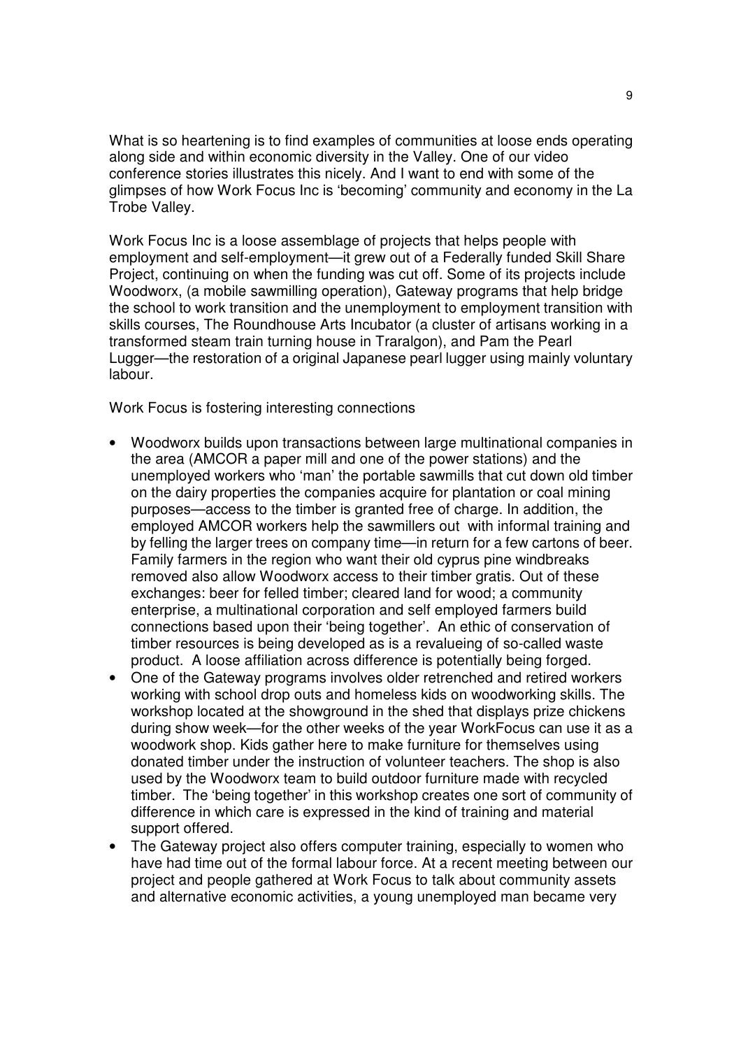What is so heartening is to find examples of communities at loose ends operating along side and within economic diversity in the Valley. One of our video conference stories illustrates this nicely. And I want to end with some of the glimpses of how Work Focus Inc is 'becoming' community and economy in the La Trobe Valley.

Work Focus Inc is a loose assemblage of projects that helps people with employment and self-employment—it grew out of a Federally funded Skill Share Project, continuing on when the funding was cut off. Some of its projects include Woodworx, (a mobile sawmilling operation), Gateway programs that help bridge the school to work transition and the unemployment to employment transition with skills courses, The Roundhouse Arts Incubator (a cluster of artisans working in a transformed steam train turning house in Traralgon), and Pam the Pearl Lugger—the restoration of a original Japanese pearl lugger using mainly voluntary labour.

Work Focus is fostering interesting connections

- Woodworx builds upon transactions between large multinational companies in the area (AMCOR a paper mill and one of the power stations) and the unemployed workers who 'man' the portable sawmills that cut down old timber on the dairy properties the companies acquire for plantation or coal mining purposes—access to the timber is granted free of charge. In addition, the employed AMCOR workers help the sawmillers out with informal training and by felling the larger trees on company time—in return for a few cartons of beer. Family farmers in the region who want their old cyprus pine windbreaks removed also allow Woodworx access to their timber gratis. Out of these exchanges: beer for felled timber; cleared land for wood; a community enterprise, a multinational corporation and self employed farmers build connections based upon their 'being together'. An ethic of conservation of timber resources is being developed as is a revalueing of so-called waste product. A loose affiliation across difference is potentially being forged.
- One of the Gateway programs involves older retrenched and retired workers working with school drop outs and homeless kids on woodworking skills. The workshop located at the showground in the shed that displays prize chickens during show week—for the other weeks of the year WorkFocus can use it as a woodwork shop. Kids gather here to make furniture for themselves using donated timber under the instruction of volunteer teachers. The shop is also used by the Woodworx team to build outdoor furniture made with recycled timber. The 'being together' in this workshop creates one sort of community of difference in which care is expressed in the kind of training and material support offered.
- The Gateway project also offers computer training, especially to women who have had time out of the formal labour force. At a recent meeting between our project and people gathered at Work Focus to talk about community assets and alternative economic activities, a young unemployed man became very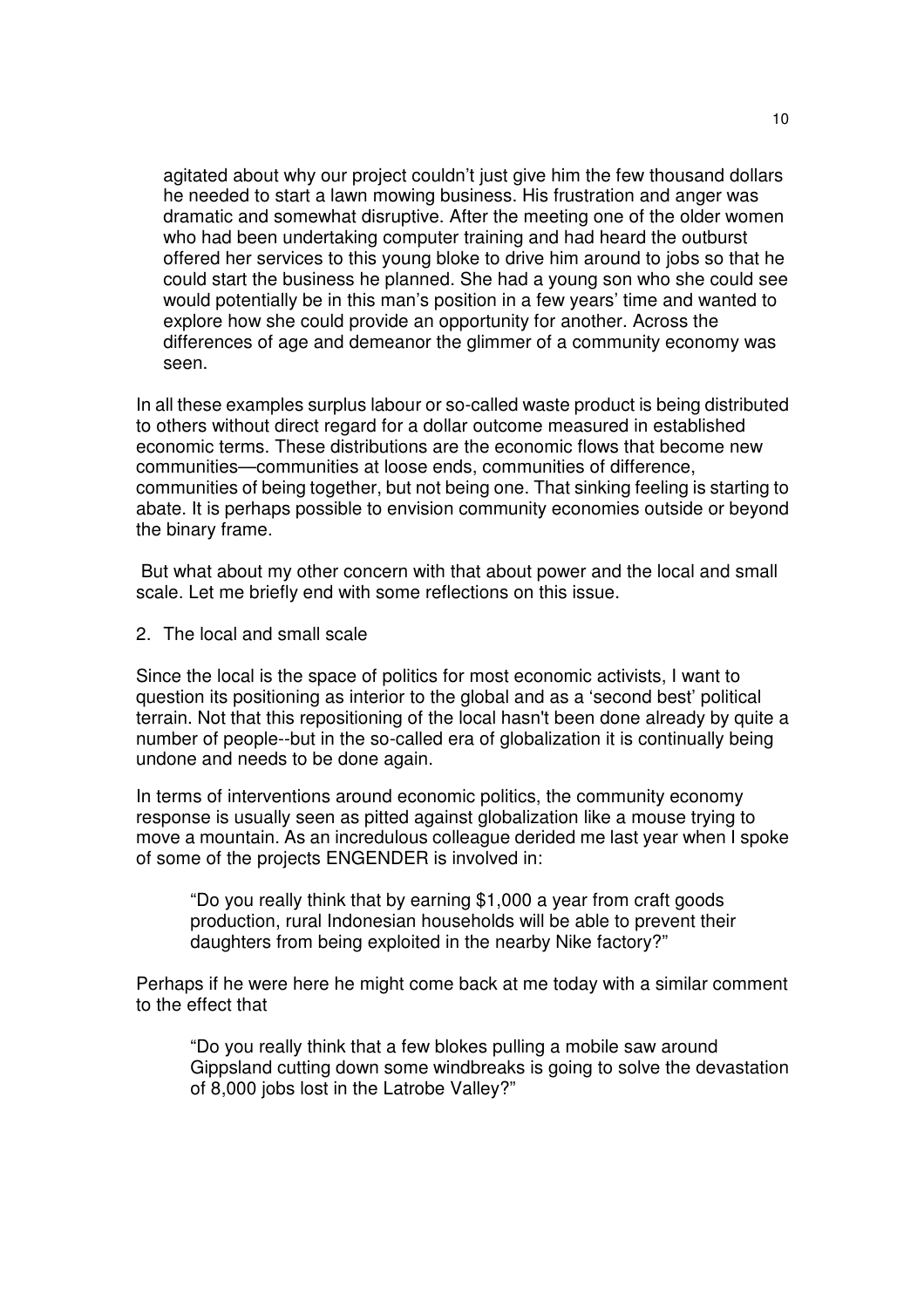> agitated about why our project couldn't just give him the few thousand dollars he needed to start a lawn mowing business. His frustration and anger was dramatic and somewhat disruptive. After the meeting one of the older women who had been undertaking computer training and had heard the outburst offered her services to this young bloke to drive him around to jobs so that he could start the business he planned. She had a young son who she could see would potentially be in this man's position in a few years' time and wanted to explore how she could provide an opportunity for another. Across the differences of age and demeanor the glimmer of a community economy was seen.

In all these examples surplus labour or so-called waste product is being distributed to others without direct regard for a dollar outcome measured in established economic terms. These distributions are the economic flows that become new communities—communities at loose ends, communities of difference, communities of being together, but not being one. That sinking feeling is starting to abate. It is perhaps possible to envision community economies outside or beyond the binary frame.

But what about my other concern with that about power and the local and small scale. Let me briefly end with some reflections on this issue.

## 2. The local and small scale

Since the local is the space of politics for most economic activists, I want to question its positioning as interior to the global and as a 'second best' political terrain. Not that this repositioning of the local hasn't been done already by quite a number of people--but in the so-called era of globalization it is continually being undone and needs to be done again.

In terms of interventions around economic politics, the community economy response is usually seen as pitted against globalization like a mouse trying to move a mountain. As an incredulous colleague derided me last year when I spoke of some of the projects ENGENDER is involved in:

> "Do you really think that by earning $1,000 a year from craft goods production, rural Indonesian households will be able to prevent their daughters from being exploited in the nearby Nike factory?"

Perhaps if he were here he might come back at me today with a similar comment to the effect that

> "Do you really think that a few blokes pulling a mobile saw around Gippsland cutting down some windbreaks is going to solve the devastation of 8,000 jobs lost in the Latrobe Valley?"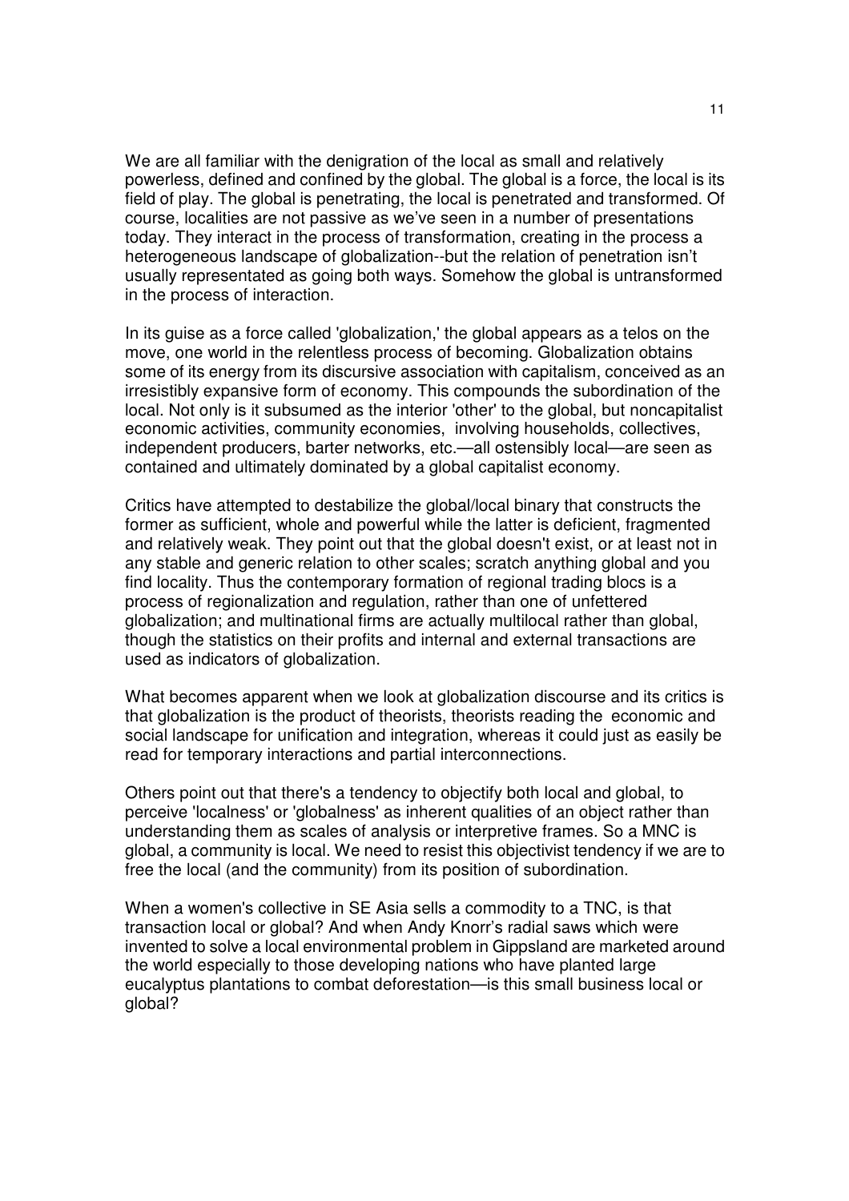We are all familiar with the denigration of the local as small and relatively powerless, defined and confined by the global. The global is a force, the local is its field of play. The global is penetrating, the local is penetrated and transformed. Of course, localities are not passive as we've seen in a number of presentations today. They interact in the process of transformation, creating in the process a heterogeneous landscape of globalization--but the relation of penetration isn't usually representated as going both ways. Somehow the global is untransformed in the process of interaction.

In its guise as a force called 'globalization,' the global appears as a telos on the move, one world in the relentless process of becoming. Globalization obtains some of its energy from its discursive association with capitalism, conceived as an irresistibly expansive form of economy. This compounds the subordination of the local. Not only is it subsumed as the interior 'other' to the global, but noncapitalist economic activities, community economies, involving households, collectives, independent producers, barter networks, etc.—all ostensibly local—are seen as contained and ultimately dominated by a global capitalist economy.

Critics have attempted to destabilize the global/local binary that constructs the former as sufficient, whole and powerful while the latter is deficient, fragmented and relatively weak. They point out that the global doesn't exist, or at least not in any stable and generic relation to other scales; scratch anything global and you find locality. Thus the contemporary formation of regional trading blocs is a process of regionalization and regulation, rather than one of unfettered globalization; and multinational firms are actually multilocal rather than global, though the statistics on their profits and internal and external transactions are used as indicators of globalization.

What becomes apparent when we look at globalization discourse and its critics is that globalization is the product of theorists, theorists reading the economic and social landscape for unification and integration, whereas it could just as easily be read for temporary interactions and partial interconnections.

Others point out that there's a tendency to objectify both local and global, to perceive 'localness' or 'globalness' as inherent qualities of an object rather than understanding them as scales of analysis or interpretive frames. So a MNC is global, a community is local. We need to resist this objectivist tendency if we are to free the local (and the community) from its position of subordination.

When a women's collective in SE Asia sells a commodity to a TNC, is that transaction local or global? And when Andy Knorr's radial saws which were invented to solve a local environmental problem in Gippsland are marketed around the world especially to those developing nations who have planted large eucalyptus plantations to combat deforestation—is this small business local or global?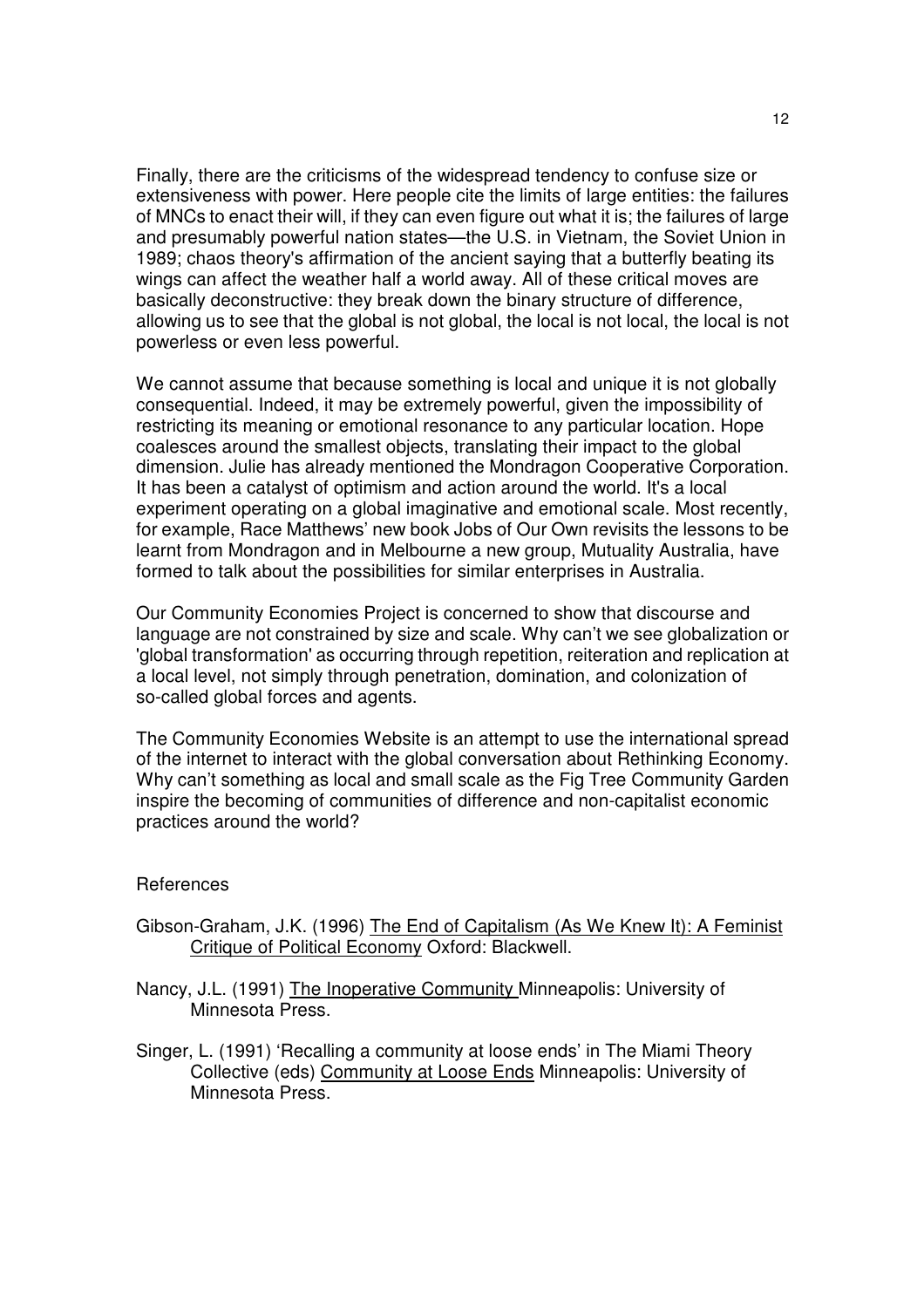Finally, there are the criticisms of the widespread tendency to confuse size or extensiveness with power. Here people cite the limits of large entities: the failures of MNCs to enact their will, if they can even figure out what it is; the failures of large and presumably powerful nation states—the U.S. in Vietnam, the Soviet Union in 1989; chaos theory's affirmation of the ancient saying that a butterfly beating its wings can affect the weather half a world away. All of these critical moves are basically deconstructive: they break down the binary structure of difference, allowing us to see that the global is not global, the local is not local, the local is not powerless or even less powerful.

We cannot assume that because something is local and unique it is not globally consequential. Indeed, it may be extremely powerful, given the impossibility of restricting its meaning or emotional resonance to any particular location. Hope coalesces around the smallest objects, translating their impact to the global dimension. Julie has already mentioned the Mondragon Cooperative Corporation. It has been a catalyst of optimism and action around the world. It's a local experiment operating on a global imaginative and emotional scale. Most recently, for example, Race Matthews' new book Jobs of Our Own revisits the lessons to be learnt from Mondragon and in Melbourne a new group, Mutuality Australia, have formed to talk about the possibilities for similar enterprises in Australia.

Our Community Economies Project is concerned to show that discourse and language are not constrained by size and scale. Why can't we see globalization or 'global transformation' as occurring through repetition, reiteration and replication at a local level, not simply through penetration, domination, and colonization of so-called global forces and agents.

The Community Economies Website is an attempt to use the international spread of the internet to interact with the global conversation about Rethinking Economy. Why can't something as local and small scale as the Fig Tree Community Garden inspire the becoming of communities of difference and non-capitalist economic practices around the world?

## References

Gibson-Graham, J.K. (1996) The End of Capitalism (As We Knew It): A Feminist Critique of Political Economy Oxford: Blackwell.

Nancy, J.L. (1991) The Inoperative Community Minneapolis: University of Minnesota Press.

Singer, L. (1991) 'Recalling a community at loose ends' in The Miami Theory Collective (eds) Community at Loose Ends Minneapolis: University of Minnesota Press.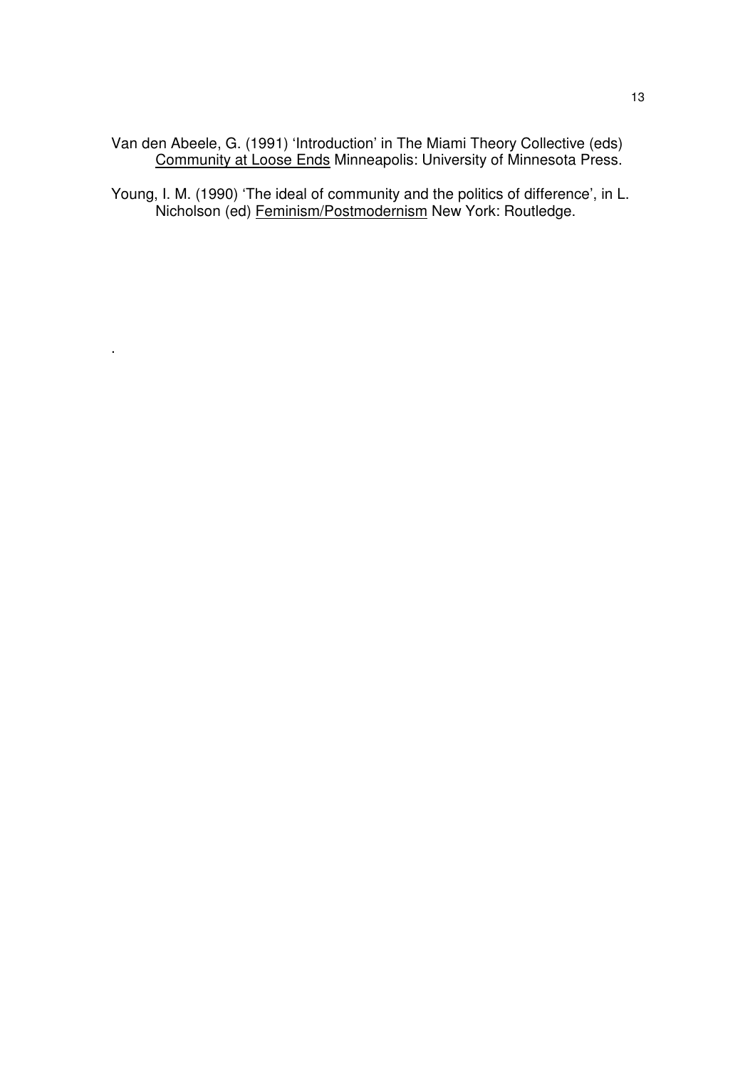Van den Abeele, G. (1991) 'Introduction' in The Miami Theory Collective (eds) Community at Loose Ends Minneapolis: University of Minnesota Press.

Young, I. M. (1990) 'The ideal of community and the politics of difference', in L. Nicholson (ed) Feminism/Postmodernism New York: Routledge.

.